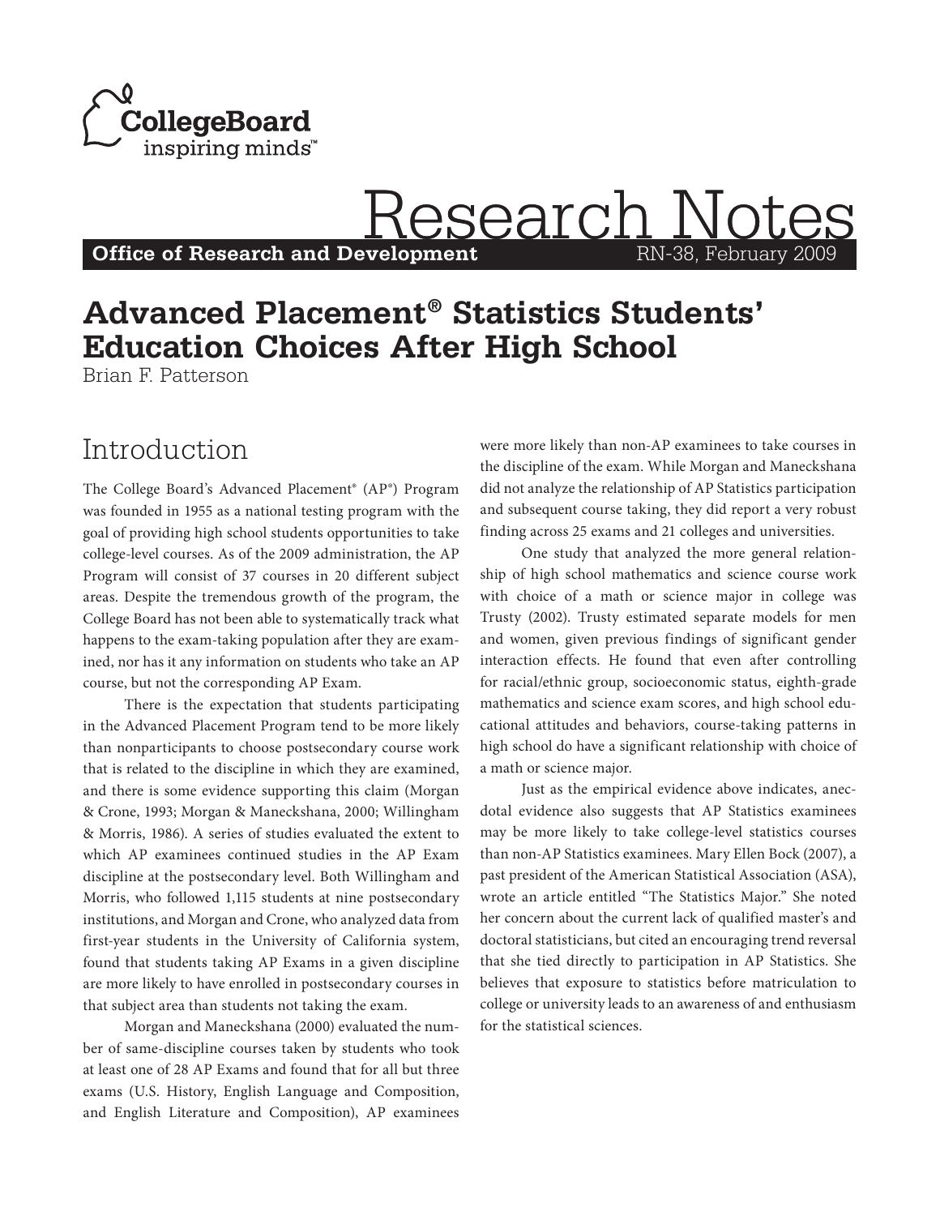CollegeBoard
inspiring minds™

# Research Notes

**Office of Research and Development** RN-38, February 2009

# Advanced Placement® Statistics Students' Education Choices After High School

Brian F. Patterson

## Introduction

The College Board's Advanced Placement® (AP®) Program was founded in 1955 as a national testing program with the goal of providing high school students opportunities to take college-level courses. As of the 2009 administration, the AP Program will consist of 37 courses in 20 different subject areas. Despite the tremendous growth of the program, the College Board has not been able to systematically track what happens to the exam-taking population after they are examined, nor has it any information on students who take an AP course, but not the corresponding AP Exam.

There is the expectation that students participating in the Advanced Placement Program tend to be more likely than nonparticipants to choose postsecondary course work that is related to the discipline in which they are examined, and there is some evidence supporting this claim (Morgan & Crone, 1993; Morgan & Maneckshana, 2000; Willingham & Morris, 1986). A series of studies evaluated the extent to which AP examinees continued studies in the AP Exam discipline at the postsecondary level. Both Willingham and Morris, who followed 1,115 students at nine postsecondary institutions, and Morgan and Crone, who analyzed data from first-year students in the University of California system, found that students taking AP Exams in a given discipline are more likely to have enrolled in postsecondary courses in that subject area than students not taking the exam.

Morgan and Maneckshana (2000) evaluated the number of same-discipline courses taken by students who took at least one of 28 AP Exams and found that for all but three exams (U.S. History, English Language and Composition, and English Literature and Composition), AP examinees were more likely than non-AP examinees to take courses in the discipline of the exam. While Morgan and Maneckshana did not analyze the relationship of AP Statistics participation and subsequent course taking, they did report a very robust finding across 25 exams and 21 colleges and universities.

One study that analyzed the more general relationship of high school mathematics and science course work with choice of a math or science major in college was Trusty (2002). Trusty estimated separate models for men and women, given previous findings of significant gender interaction effects. He found that even after controlling for racial/ethnic group, socioeconomic status, eighth-grade mathematics and science exam scores, and high school educational attitudes and behaviors, course-taking patterns in high school do have a significant relationship with choice of a math or science major.

Just as the empirical evidence above indicates, anecdotal evidence also suggests that AP Statistics examinees may be more likely to take college-level statistics courses than non-AP Statistics examinees. Mary Ellen Bock (2007), a past president of the American Statistical Association (ASA), wrote an article entitled "The Statistics Major." She noted her concern about the current lack of qualified master's and doctoral statisticians, but cited an encouraging trend reversal that she tied directly to participation in AP Statistics. She believes that exposure to statistics before matriculation to college or university leads to an awareness of and enthusiasm for the statistical sciences.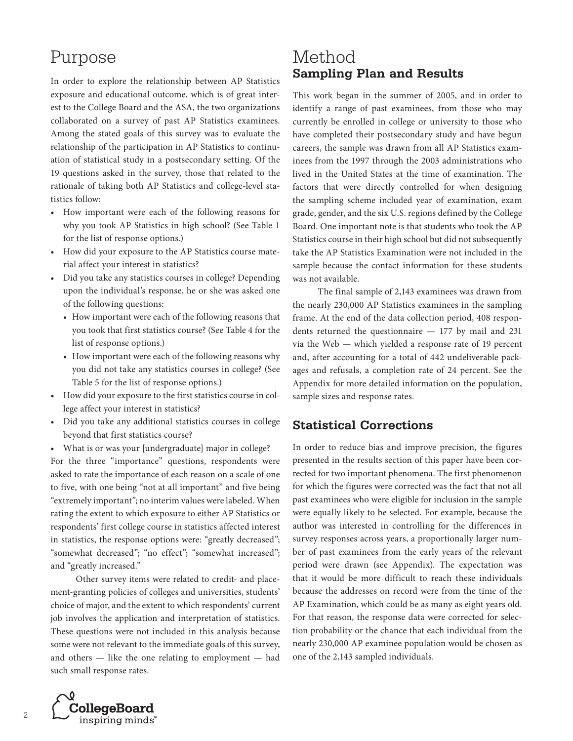# Purpose

In order to explore the relationship between AP Statistics exposure and educational outcome, which is of great interest to the College Board and the ASA, the two organizations collaborated on a survey of past AP Statistics examinees. Among the stated goals of this survey was to evaluate the relationship of the participation in AP Statistics to continuation of statistical study in a postsecondary setting. Of the 19 questions asked in the survey, those that related to the rationale of taking both AP Statistics and college-level statistics follow:

- How important were each of the following reasons for why you took AP Statistics in high school? (See Table 1 for the list of response options.)
- How did your exposure to the AP Statistics course material affect your interest in statistics?
- Did you take any statistics courses in college? Depending upon the individual's response, he or she was asked one of the following questions:
  - How important were each of the following reasons that you took that first statistics course? (See Table 4 for the list of response options.)
  - How important were each of the following reasons why you did not take any statistics courses in college? (See Table 5 for the list of response options.)
- How did your exposure to the first statistics course in college affect your interest in statistics?
- Did you take any additional statistics courses in college beyond that first statistics course?
- What is or was your [undergraduate] major in college?

For the three "importance" questions, respondents were asked to rate the importance of each reason on a scale of one to five, with one being "not at all important" and five being "extremely important"; no interim values were labeled. When rating the extent to which exposure to either AP Statistics or respondents' first college course in statistics affected interest in statistics, the response options were: "greatly decreased"; "somewhat decreased"; "no effect"; "somewhat increased"; and "greatly increased."

Other survey items were related to credit- and placement-granting policies of colleges and universities, students' choice of major, and the extent to which respondents' current job involves the application and interpretation of statistics. These questions were not included in this analysis because some were not relevant to the immediate goals of this survey, and others — like the one relating to employment — had such small response rates.

# Method

## Sampling Plan and Results

This work began in the summer of 2005, and in order to identify a range of past examinees, from those who may currently be enrolled in college or university to those who have completed their postsecondary study and have begun careers, the sample was drawn from all AP Statistics examinees from the 1997 through the 2003 administrations who lived in the United States at the time of examination. The factors that were directly controlled for when designing the sampling scheme included year of examination, exam grade, gender, and the six U.S. regions defined by the College Board. One important note is that students who took the AP Statistics course in their high school but did not subsequently take the AP Statistics Examination were not included in the sample because the contact information for these students was not available.

The final sample of 2,143 examinees was drawn from the nearly 230,000 AP Statistics examinees in the sampling frame. At the end of the data collection period, 408 respondents returned the questionnaire — 177 by mail and 231 via the Web — which yielded a response rate of 19 percent and, after accounting for a total of 442 undeliverable packages and refusals, a completion rate of 24 percent. See the Appendix for more detailed information on the population, sample sizes and response rates.

## Statistical Corrections

In order to reduce bias and improve precision, the figures presented in the results section of this paper have been corrected for two important phenomena. The first phenomenon for which the figures were corrected was the fact that not all past examinees who were eligible for inclusion in the sample were equally likely to be selected. For example, because the author was interested in controlling for the differences in survey responses across years, a proportionally larger number of past examinees from the early years of the relevant period were drawn (see Appendix). The expectation was that it would be more difficult to reach these individuals because the addresses on record were from the time of the AP Examination, which could be as many as eight years old. For that reason, the response data were corrected for selection probability or the chance that each individual from the nearly 230,000 AP examinee population would be chosen as one of the 2,143 sampled individuals.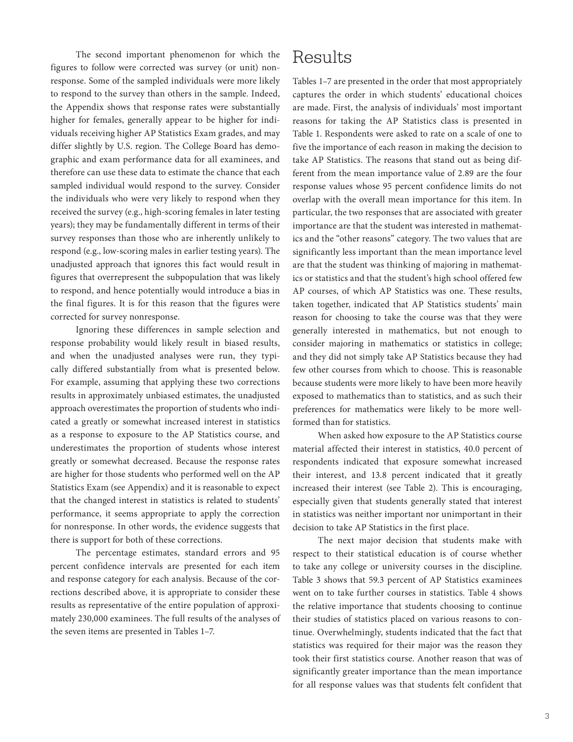The second important phenomenon for which the figures to follow were corrected was survey (or unit) nonresponse. Some of the sampled individuals were more likely to respond to the survey than others in the sample. Indeed, the Appendix shows that response rates were substantially higher for females, generally appear to be higher for individuals receiving higher AP Statistics Exam grades, and may differ slightly by U.S. region. The College Board has demographic and exam performance data for all examinees, and therefore can use these data to estimate the chance that each sampled individual would respond to the survey. Consider the individuals who were very likely to respond when they received the survey (e.g., high-scoring females in later testing years); they may be fundamentally different in terms of their survey responses than those who are inherently unlikely to respond (e.g., low-scoring males in earlier testing years). The unadjusted approach that ignores this fact would result in figures that overrepresent the subpopulation that was likely to respond, and hence potentially would introduce a bias in the final figures. It is for this reason that the figures were corrected for survey nonresponse.

Ignoring these differences in sample selection and response probability would likely result in biased results, and when the unadjusted analyses were run, they typically differed substantially from what is presented below. For example, assuming that applying these two corrections results in approximately unbiased estimates, the unadjusted approach overestimates the proportion of students who indicated a greatly or somewhat increased interest in statistics as a response to exposure to the AP Statistics course, and underestimates the proportion of students whose interest greatly or somewhat decreased. Because the response rates are higher for those students who performed well on the AP Statistics Exam (see Appendix) and it is reasonable to expect that the changed interest in statistics is related to students' performance, it seems appropriate to apply the correction for nonresponse. In other words, the evidence suggests that there is support for both of these corrections.

The percentage estimates, standard errors and 95 percent confidence intervals are presented for each item and response category for each analysis. Because of the corrections described above, it is appropriate to consider these results as representative of the entire population of approximately 230,000 examinees. The full results of the analyses of the seven items are presented in Tables 1–7.

# Results

Tables 1–7 are presented in the order that most appropriately captures the order in which students' educational choices are made. First, the analysis of individuals' most important reasons for taking the AP Statistics class is presented in Table 1. Respondents were asked to rate on a scale of one to five the importance of each reason in making the decision to take AP Statistics. The reasons that stand out as being different from the mean importance value of 2.89 are the four response values whose 95 percent confidence limits do not overlap with the overall mean importance for this item. In particular, the two responses that are associated with greater importance are that the student was interested in mathematics and the "other reasons" category. The two values that are significantly less important than the mean importance level are that the student was thinking of majoring in mathematics or statistics and that the student's high school offered few AP courses, of which AP Statistics was one. These results, taken together, indicated that AP Statistics students' main reason for choosing to take the course was that they were generally interested in mathematics, but not enough to consider majoring in mathematics or statistics in college; and they did not simply take AP Statistics because they had few other courses from which to choose. This is reasonable because students were more likely to have been more heavily exposed to mathematics than to statistics, and as such their preferences for mathematics were likely to be more well-formed than for statistics.

When asked how exposure to the AP Statistics course material affected their interest in statistics, 40.0 percent of respondents indicated that exposure somewhat increased their interest, and 13.8 percent indicated that it greatly increased their interest (see Table 2). This is encouraging, especially given that students generally stated that interest in statistics was neither important nor unimportant in their decision to take AP Statistics in the first place.

The next major decision that students make with respect to their statistical education is of course whether to take any college or university courses in the discipline. Table 3 shows that 59.3 percent of AP Statistics examinees went on to take further courses in statistics. Table 4 shows the relative importance that students choosing to continue their studies of statistics placed on various reasons to continue. Overwhelmingly, students indicated that the fact that statistics was required for their major was the reason they took their first statistics course. Another reason that was of significantly greater importance than the mean importance for all response values was that students felt confident that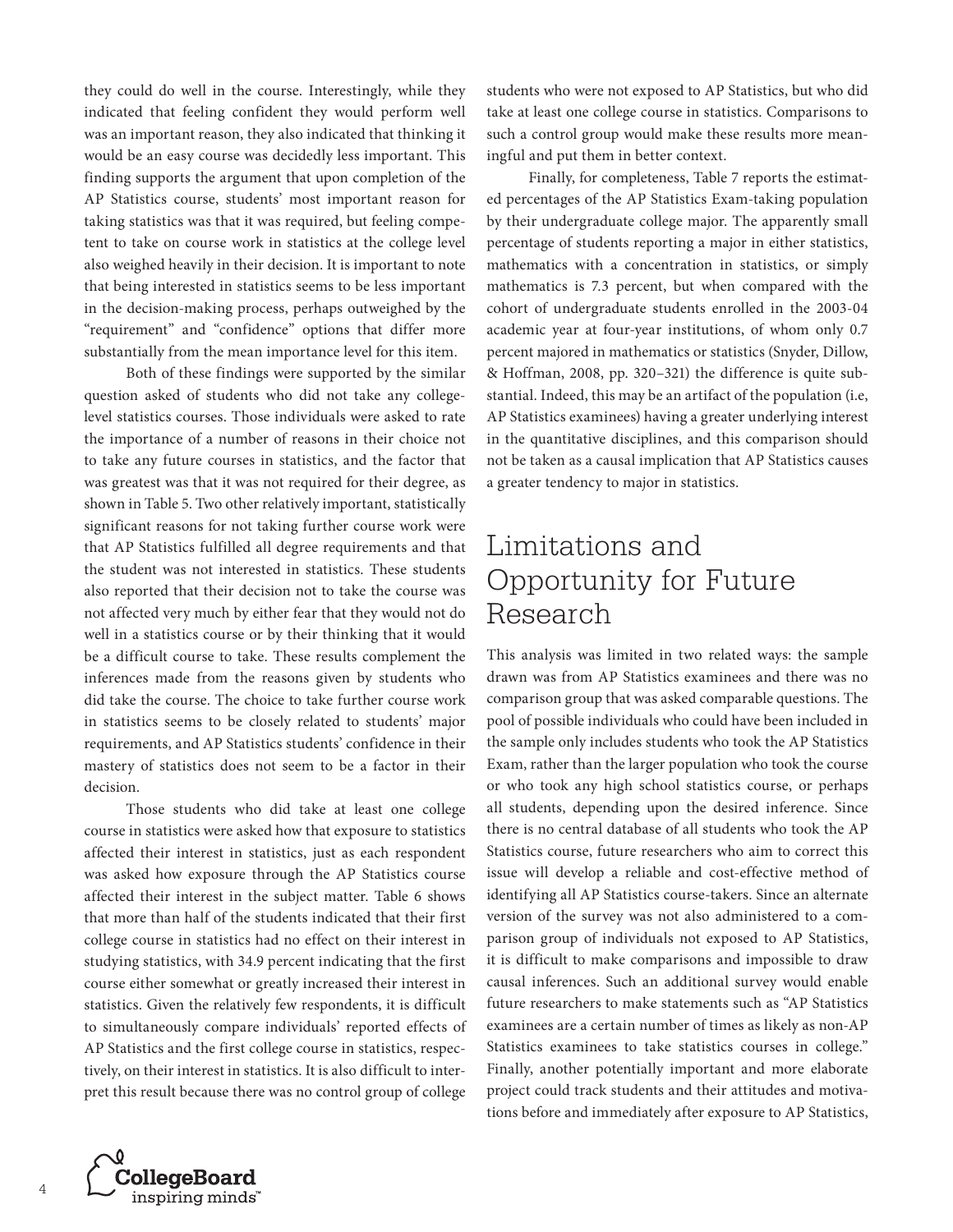they could do well in the course. Interestingly, while they indicated that feeling confident they would perform well was an important reason, they also indicated that thinking it would be an easy course was decidedly less important. This finding supports the argument that upon completion of the AP Statistics course, students' most important reason for taking statistics was that it was required, but feeling competent to take on course work in statistics at the college level also weighed heavily in their decision. It is important to note that being interested in statistics seems to be less important in the decision-making process, perhaps outweighed by the "requirement" and "confidence" options that differ more substantially from the mean importance level for this item.

Both of these findings were supported by the similar question asked of students who did not take any college-level statistics courses. Those individuals were asked to rate the importance of a number of reasons in their choice not to take any future courses in statistics, and the factor that was greatest was that it was not required for their degree, as shown in Table 5. Two other relatively important, statistically significant reasons for not taking further course work were that AP Statistics fulfilled all degree requirements and that the student was not interested in statistics. These students also reported that their decision not to take the course was not affected very much by either fear that they would not do well in a statistics course or by their thinking that it would be a difficult course to take. These results complement the inferences made from the reasons given by students who did take the course. The choice to take further course work in statistics seems to be closely related to students' major requirements, and AP Statistics students' confidence in their mastery of statistics does not seem to be a factor in their decision.

Those students who did take at least one college course in statistics were asked how that exposure to statistics affected their interest in statistics, just as each respondent was asked how exposure through the AP Statistics course affected their interest in the subject matter. Table 6 shows that more than half of the students indicated that their first college course in statistics had no effect on their interest in studying statistics, with 34.9 percent indicating that the first course either somewhat or greatly increased their interest in statistics. Given the relatively few respondents, it is difficult to simultaneously compare individuals' reported effects of AP Statistics and the first college course in statistics, respectively, on their interest in statistics. It is also difficult to interpret this result because there was no control group of college students who were not exposed to AP Statistics, but who did take at least one college course in statistics. Comparisons to such a control group would make these results more meaningful and put them in better context.

Finally, for completeness, Table 7 reports the estimated percentages of the AP Statistics Exam-taking population by their undergraduate college major. The apparently small percentage of students reporting a major in either statistics, mathematics with a concentration in statistics, or simply mathematics is 7.3 percent, but when compared with the cohort of undergraduate students enrolled in the 2003-04 academic year at four-year institutions, of whom only 0.7 percent majored in mathematics or statistics (Snyder, Dillow, & Hoffman, 2008, pp. 320–321) the difference is quite substantial. Indeed, this may be an artifact of the population (i.e, AP Statistics examinees) having a greater underlying interest in the quantitative disciplines, and this comparison should not be taken as a causal implication that AP Statistics causes a greater tendency to major in statistics.

## Limitations and Opportunity for Future Research

This analysis was limited in two related ways: the sample drawn was from AP Statistics examinees and there was no comparison group that was asked comparable questions. The pool of possible individuals who could have been included in the sample only includes students who took the AP Statistics Exam, rather than the larger population who took the course or who took any high school statistics course, or perhaps all students, depending upon the desired inference. Since there is no central database of all students who took the AP Statistics course, future researchers who aim to correct this issue will develop a reliable and cost-effective method of identifying all AP Statistics course-takers. Since an alternate version of the survey was not also administered to a comparison group of individuals not exposed to AP Statistics, it is difficult to make comparisons and impossible to draw causal inferences. Such an additional survey would enable future researchers to make statements such as "AP Statistics examinees are a certain number of times as likely as non-AP Statistics examinees to take statistics courses in college." Finally, another potentially important and more elaborate project could track students and their attitudes and motivations before and immediately after exposure to AP Statistics,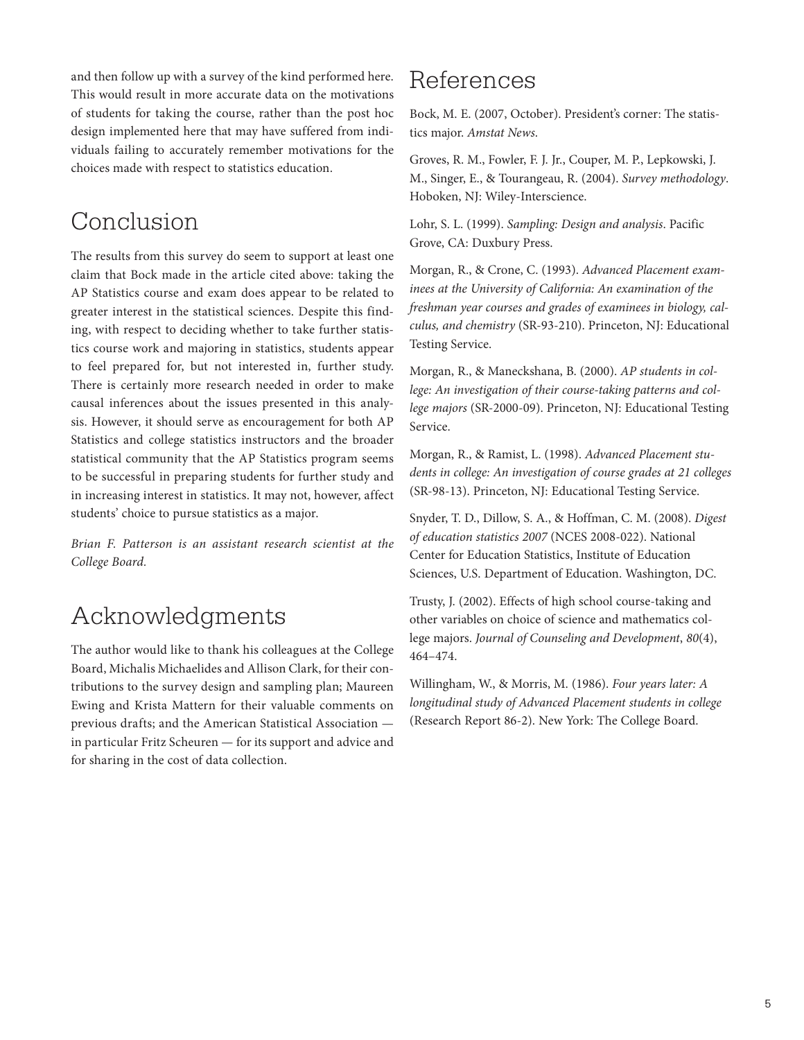and then follow up with a survey of the kind performed here. This would result in more accurate data on the motivations of students for taking the course, rather than the post hoc design implemented here that may have suffered from individuals failing to accurately remember motivations for the choices made with respect to statistics education.

## Conclusion

The results from this survey do seem to support at least one claim that Bock made in the article cited above: taking the AP Statistics course and exam does appear to be related to greater interest in the statistical sciences. Despite this finding, with respect to deciding whether to take further statistics course work and majoring in statistics, students appear to feel prepared for, but not interested in, further study. There is certainly more research needed in order to make causal inferences about the issues presented in this analysis. However, it should serve as encouragement for both AP Statistics and college statistics instructors and the broader statistical community that the AP Statistics program seems to be successful in preparing students for further study and in increasing interest in statistics. It may not, however, affect students' choice to pursue statistics as a major.

*Brian F. Patterson is an assistant research scientist at the College Board.*

## Acknowledgments

The author would like to thank his colleagues at the College Board, Michalis Michaelides and Allison Clark, for their contributions to the survey design and sampling plan; Maureen Ewing and Krista Mattern for their valuable comments on previous drafts; and the American Statistical Association — in particular Fritz Scheuren — for its support and advice and for sharing in the cost of data collection.

## References

Bock, M. E. (2007, October). President's corner: The statistics major. *Amstat News*.

Groves, R. M., Fowler, F. J. Jr., Couper, M. P., Lepkowski, J. M., Singer, E., & Tourangeau, R. (2004). *Survey methodology*. Hoboken, NJ: Wiley-Interscience.

Lohr, S. L. (1999). *Sampling: Design and analysis*. Pacific Grove, CA: Duxbury Press.

Morgan, R., & Crone, C. (1993). *Advanced Placement examinees at the University of California: An examination of the freshman year courses and grades of examinees in biology, calculus, and chemistry* (SR-93-210). Princeton, NJ: Educational Testing Service.

Morgan, R., & Maneckshana, B. (2000). *AP students in college: An investigation of their course-taking patterns and college majors* (SR-2000-09). Princeton, NJ: Educational Testing Service.

Morgan, R., & Ramist, L. (1998). *Advanced Placement students in college: An investigation of course grades at 21 colleges* (SR-98-13). Princeton, NJ: Educational Testing Service.

Snyder, T. D., Dillow, S. A., & Hoffman, C. M. (2008). *Digest of education statistics 2007* (NCES 2008-022). National Center for Education Statistics, Institute of Education Sciences, U.S. Department of Education. Washington, DC.

Trusty, J. (2002). Effects of high school course-taking and other variables on choice of science and mathematics college majors. *Journal of Counseling and Development*, *80*(4), 464–474.

Willingham, W., & Morris, M. (1986). *Four years later: A longitudinal study of Advanced Placement students in college* (Research Report 86-2). New York: The College Board.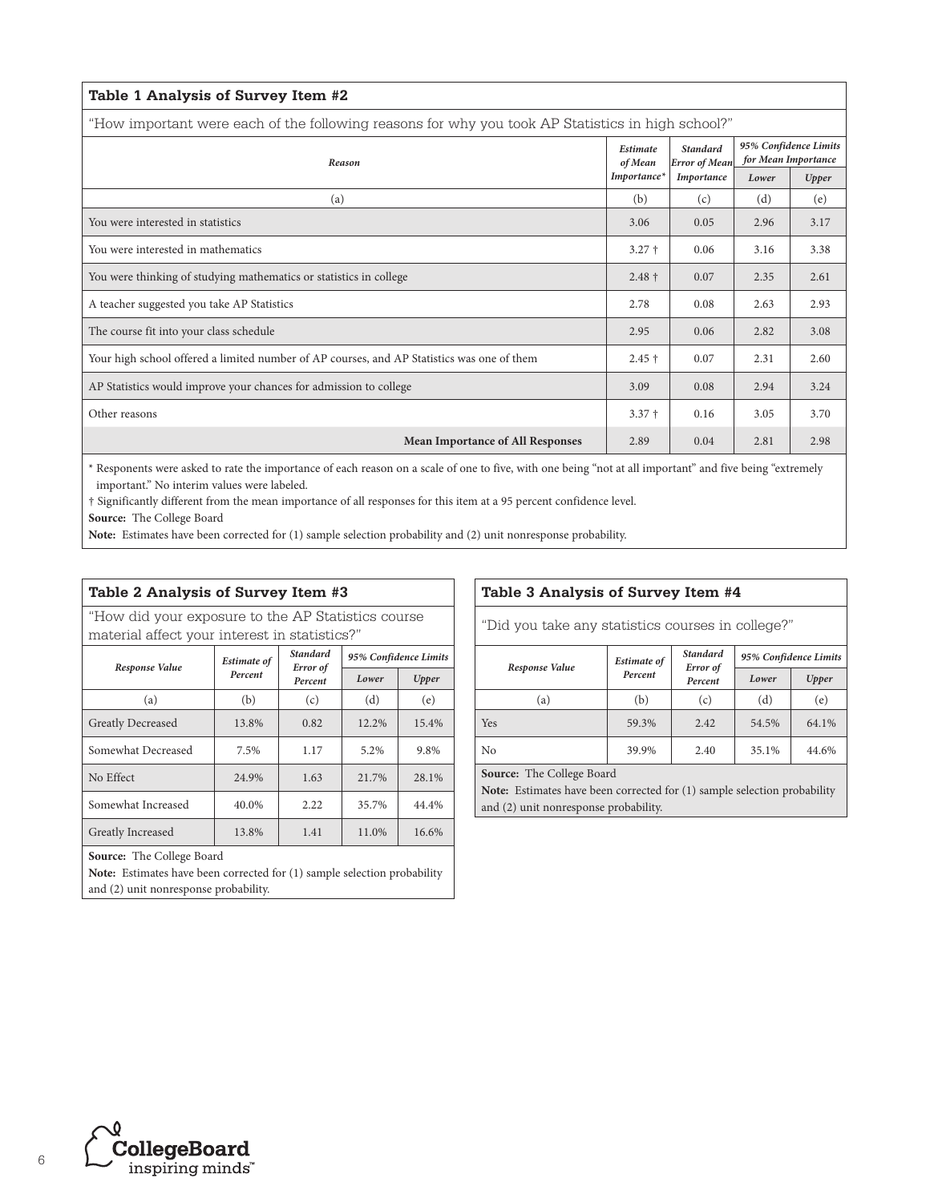### Table 1 Analysis of Survey Item #2

"How important were each of the following reasons for why you took AP Statistics in high school?"

| Reason | Estimate of Mean Importance* | Standard Error of Mean Importance | 95% Confidence Limits for Mean Importance | |
|---|---|---|---|---|
| | | | Lower | Upper |
| (a) | (b) | (c) | (d) | (e) |
| You were interested in statistics | 3.06 | 0.05 | 2.96 | 3.17 |
| You were interested in mathematics | 3.27 † | 0.06 | 3.16 | 3.38 |
| You were thinking of studying mathematics or statistics in college | 2.48 † | 0.07 | 2.35 | 2.61 |
| A teacher suggested you take AP Statistics | 2.78 | 0.08 | 2.63 | 2.93 |
| The course fit into your class schedule | 2.95 | 0.06 | 2.82 | 3.08 |
| Your high school offered a limited number of AP courses, and AP Statistics was one of them | 2.45 † | 0.07 | 2.31 | 2.60 |
| AP Statistics would improve your chances for admission to college | 3.09 | 0.08 | 2.94 | 3.24 |
| Other reasons | 3.37 † | 0.16 | 3.05 | 3.70 |
| **Mean Importance of All Responses** | 2.89 | 0.04 | 2.81 | 2.98 |

\* Responents were asked to rate the importance of each reason on a scale of one to five, with one being "not at all important" and five being "extremely important." No interim values were labeled.

† Significantly different from the mean importance of all responses for this item at a 95 percent confidence level.

**Source:** The College Board

**Note:** Estimates have been corrected for (1) sample selection probability and (2) unit nonresponse probability.

### Table 2 Analysis of Survey Item #3

"How did your exposure to the AP Statistics course material affect your interest in statistics?"

| Response Value | Estimate of Percent | Standard Error of Percent | 95% Confidence Limits | |
|---|---|---|---|---|
| | | | Lower | Upper |
| (a) | (b) | (c) | (d) | (e) |
| Greatly Decreased | 13.8% | 0.82 | 12.2% | 15.4% |
| Somewhat Decreased | 7.5% | 1.17 | 5.2% | 9.8% |
| No Effect | 24.9% | 1.63 | 21.7% | 28.1% |
| Somewhat Increased | 40.0% | 2.22 | 35.7% | 44.4% |
| Greatly Increased | 13.8% | 1.41 | 11.0% | 16.6% |

**Source:** The College Board

**Note:** Estimates have been corrected for (1) sample selection probability and (2) unit nonresponse probability.

### Table 3 Analysis of Survey Item #4

"Did you take any statistics courses in college?"

| Response Value | Estimate of Percent | Standard Error of Percent | 95% Confidence Limits | |
|---|---|---|---|---|
| | | | Lower | Upper |
| (a) | (b) | (c) | (d) | (e) |
| Yes | 59.3% | 2.42 | 54.5% | 64.1% |
| No | 39.9% | 2.40 | 35.1% | 44.6% |

**Source:** The College Board

**Note:** Estimates have been corrected for (1) sample selection probability and (2) unit nonresponse probability.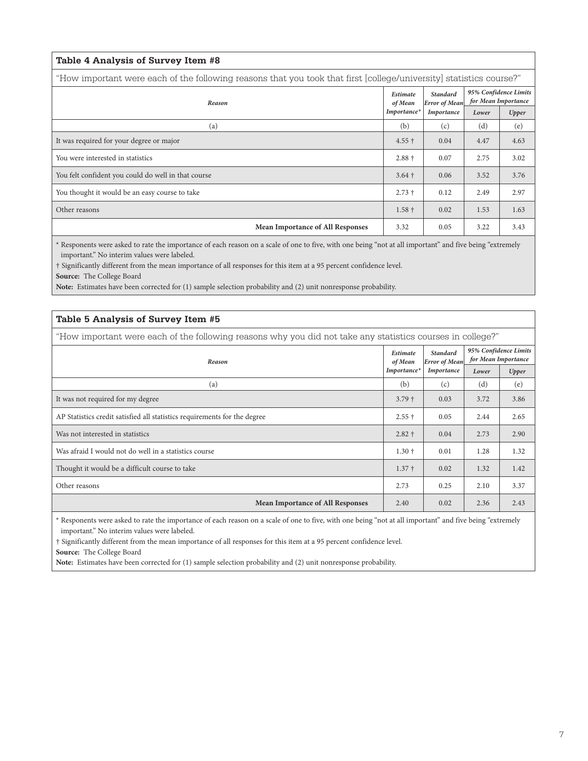**Table 4 Analysis of Survey Item #8**

"How important were each of the following reasons that you took that first [college/university] statistics course?"

| *Reason* | *Estimate of Mean Importance** | *Standard Error of Mean Importance* | *95% Confidence Limits for Mean Importance* | |
|---|---|---|---|---|
| | | | *Lower* | *Upper* |
| (a) | (b) | (c) | (d) | (e) |
| It was required for your degree or major | 4.55 † | 0.04 | 4.47 | 4.63 |
| You were interested in statistics | 2.88 † | 0.07 | 2.75 | 3.02 |
| You felt confident you could do well in that course | 3.64 † | 0.06 | 3.52 | 3.76 |
| You thought it would be an easy course to take | 2.73 † | 0.12 | 2.49 | 2.97 |
| Other reasons | 1.58 † | 0.02 | 1.53 | 1.63 |
| **Mean Importance of All Responses** | 3.32 | 0.05 | 3.22 | 3.43 |

\* Responents were asked to rate the importance of each reason on a scale of one to five, with one being "not at all important" and five being "extremely important." No interim values were labeled.

† Significantly different from the mean importance of all responses for this item at a 95 percent confidence level.

**Source:** The College Board

**Note:** Estimates have been corrected for (1) sample selection probability and (2) unit nonresponse probability.

**Table 5 Analysis of Survey Item #5**

"How important were each of the following reasons why you did not take any statistics courses in college?"

| *Reason* | *Estimate of Mean Importance** | *Standard Error of Mean Importance* | *95% Confidence Limits for Mean Importance* | |
|---|---|---|---|---|
| | | | *Lower* | *Upper* |
| (a) | (b) | (c) | (d) | (e) |
| It was not required for my degree | 3.79 † | 0.03 | 3.72 | 3.86 |
| AP Statistics credit satisfied all statistics requirements for the degree | 2.55 † | 0.05 | 2.44 | 2.65 |
| Was not interested in statistics | 2.82 † | 0.04 | 2.73 | 2.90 |
| Was afraid I would not do well in a statistics course | 1.30 † | 0.01 | 1.28 | 1.32 |
| Thought it would be a difficult course to take | 1.37 † | 0.02 | 1.32 | 1.42 |
| Other reasons | 2.73 | 0.25 | 2.10 | 3.37 |
| **Mean Importance of All Responses** | 2.40 | 0.02 | 2.36 | 2.43 |

\* Responents were asked to rate the importance of each reason on a scale of one to five, with one being "not at all important" and five being "extremely important." No interim values were labeled.

† Significantly different from the mean importance of all responses for this item at a 95 percent confidence level.

**Source:** The College Board

**Note:** Estimates have been corrected for (1) sample selection probability and (2) unit nonresponse probability.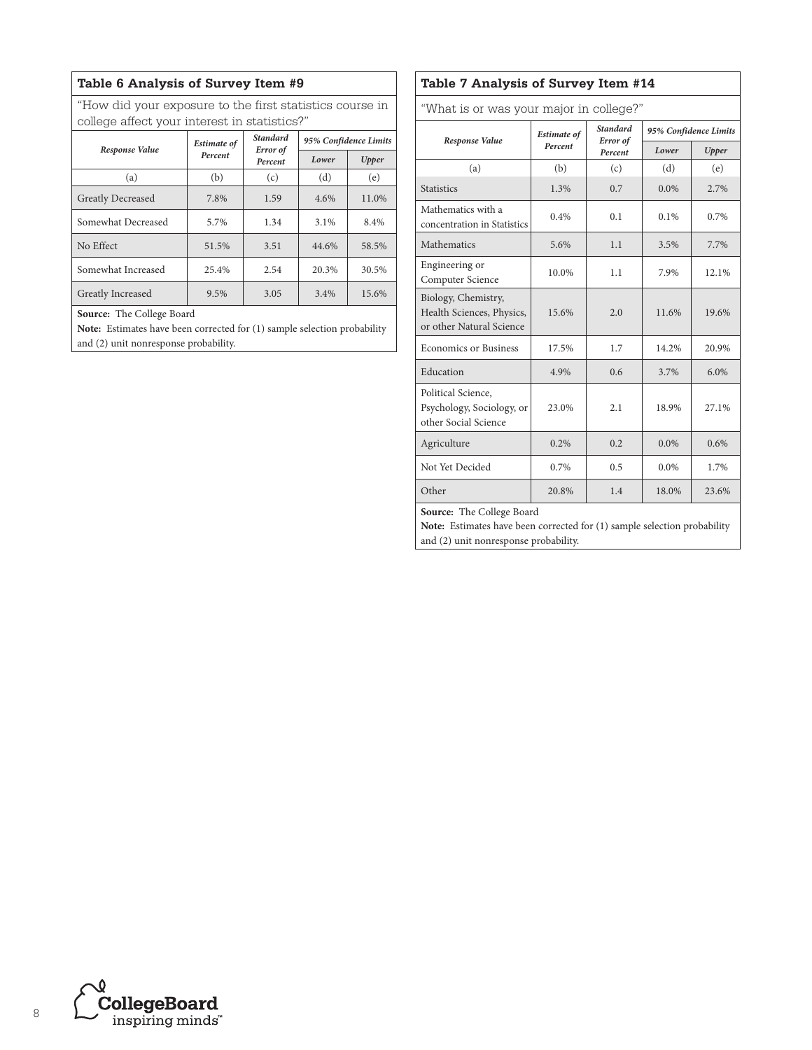### Table 6 Analysis of Survey Item #9

"How did your exposure to the first statistics course in college affect your interest in statistics?"

| Response Value | Estimate of Percent | Standard Error of Percent | 95% Confidence Limits | |
|---|---|---|---|---|
| | | | Lower | Upper |
| (a) | (b) | (c) | (d) | (e) |
| Greatly Decreased | 7.8% | 1.59 | 4.6% | 11.0% |
| Somewhat Decreased | 5.7% | 1.34 | 3.1% | 8.4% |
| No Effect | 51.5% | 3.51 | 44.6% | 58.5% |
| Somewhat Increased | 25.4% | 2.54 | 20.3% | 30.5% |
| Greatly Increased | 9.5% | 3.05 | 3.4% | 15.6% |

**Source:** The College Board

**Note:** Estimates have been corrected for (1) sample selection probability and (2) unit nonresponse probability.

### Table 7 Analysis of Survey Item #14

"What is or was your major in college?"

| Response Value | Estimate of Percent | Standard Error of Percent | 95% Confidence Limits | |
|---|---|---|---|---|
| | | | Lower | Upper |
| (a) | (b) | (c) | (d) | (e) |
| Statistics | 1.3% | 0.7 | 0.0% | 2.7% |
| Mathematics with a concentration in Statistics | 0.4% | 0.1 | 0.1% | 0.7% |
| Mathematics | 5.6% | 1.1 | 3.5% | 7.7% |
| Engineering or Computer Science | 10.0% | 1.1 | 7.9% | 12.1% |
| Biology, Chemistry, Health Sciences, Physics, or other Natural Science | 15.6% | 2.0 | 11.6% | 19.6% |
| Economics or Business | 17.5% | 1.7 | 14.2% | 20.9% |
| Education | 4.9% | 0.6 | 3.7% | 6.0% |
| Political Science, Psychology, Sociology, or other Social Science | 23.0% | 2.1 | 18.9% | 27.1% |
| Agriculture | 0.2% | 0.2 | 0.0% | 0.6% |
| Not Yet Decided | 0.7% | 0.5 | 0.0% | 1.7% |
| Other | 20.8% | 1.4 | 18.0% | 23.6% |

**Source:** The College Board

**Note:** Estimates have been corrected for (1) sample selection probability and (2) unit nonresponse probability.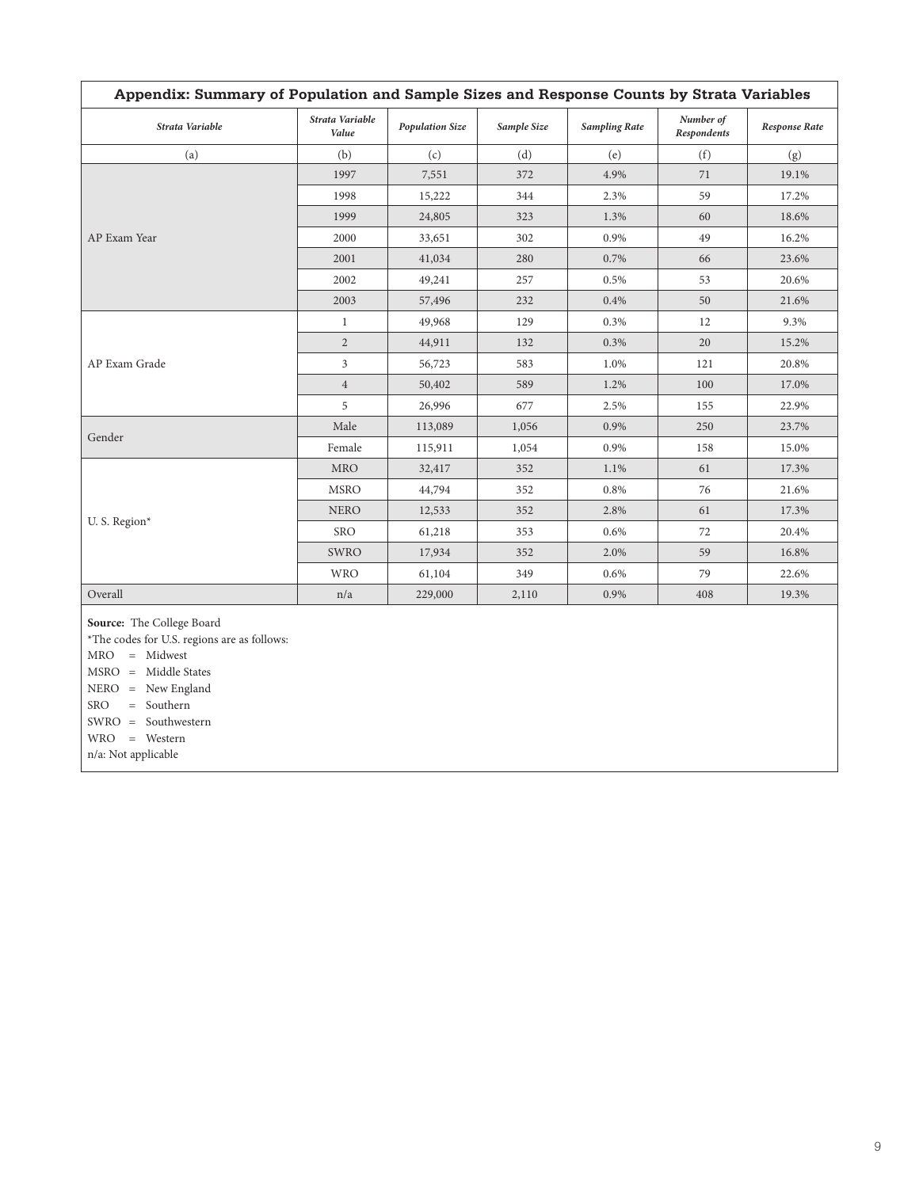## Appendix: Summary of Population and Sample Sizes and Response Counts by Strata Variables

| *Strata Variable* | *Strata Variable Value* | *Population Size* | *Sample Size* | *Sampling Rate* | *Number of Respondents* | *Response Rate* |
|---|---|---|---|---|---|---|
| (a) | (b) | (c) | (d) | (e) | (f) | (g) |
| AP Exam Year | 1997 | 7,551 | 372 | 4.9% | 71 | 19.1% |
| | 1998 | 15,222 | 344 | 2.3% | 59 | 17.2% |
| | 1999 | 24,805 | 323 | 1.3% | 60 | 18.6% |
| | 2000 | 33,651 | 302 | 0.9% | 49 | 16.2% |
| | 2001 | 41,034 | 280 | 0.7% | 66 | 23.6% |
| | 2002 | 49,241 | 257 | 0.5% | 53 | 20.6% |
| | 2003 | 57,496 | 232 | 0.4% | 50 | 21.6% |
| AP Exam Grade | 1 | 49,968 | 129 | 0.3% | 12 | 9.3% |
| | 2 | 44,911 | 132 | 0.3% | 20 | 15.2% |
| | 3 | 56,723 | 583 | 1.0% | 121 | 20.8% |
| | 4 | 50,402 | 589 | 1.2% | 100 | 17.0% |
| | 5 | 26,996 | 677 | 2.5% | 155 | 22.9% |
| Gender | Male | 113,089 | 1,056 | 0.9% | 250 | 23.7% |
| | Female | 115,911 | 1,054 | 0.9% | 158 | 15.0% |
| U. S. Region* | MRO | 32,417 | 352 | 1.1% | 61 | 17.3% |
| | MSRO | 44,794 | 352 | 0.8% | 76 | 21.6% |
| | NERO | 12,533 | 352 | 2.8% | 61 | 17.3% |
| | SRO | 61,218 | 353 | 0.6% | 72 | 20.4% |
| | SWRO | 17,934 | 352 | 2.0% | 59 | 16.8% |
| | WRO | 61,104 | 349 | 0.6% | 79 | 22.6% |
| Overall | n/a | 229,000 | 2,110 | 0.9% | 408 | 19.3% |

**Source:** The College Board

*The codes for U.S. regions are as follows:

MRO = Midwest  
MSRO = Middle States  
NERO = New England  
SRO = Southern  
SWRO = Southwestern  
WRO = Western  
n/a: Not applicable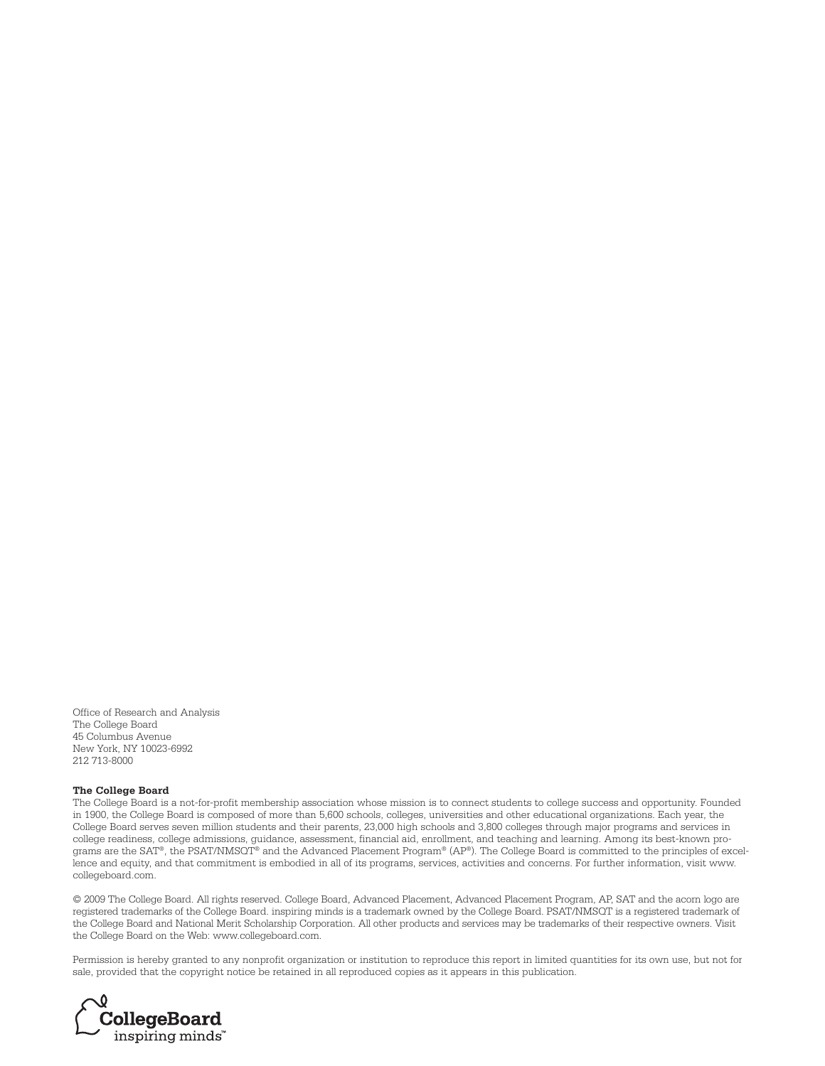Office of Research and Analysis
The College Board
45 Columbus Avenue
New York, NY 10023-6992
212 713-8000

**The College Board**

The College Board is a not-for-profit membership association whose mission is to connect students to college success and opportunity. Founded in 1900, the College Board is composed of more than 5,600 schools, colleges, universities and other educational organizations. Each year, the College Board serves seven million students and their parents, 23,000 high schools and 3,800 colleges through major programs and services in college readiness, college admissions, guidance, assessment, financial aid, enrollment, and teaching and learning. Among its best-known programs are the SAT®, the PSAT/NMSQT® and the Advanced Placement Program® (AP®). The College Board is committed to the principles of excellence and equity, and that commitment is embodied in all of its programs, services, activities and concerns. For further information, visit www.collegeboard.com.

© 2009 The College Board. All rights reserved. College Board, Advanced Placement, Advanced Placement Program, AP, SAT and the acorn logo are registered trademarks of the College Board. inspiring minds is a trademark owned by the College Board. PSAT/NMSQT is a registered trademark of the College Board and National Merit Scholarship Corporation. All other products and services may be trademarks of their respective owners. Visit the College Board on the Web: www.collegeboard.com.

Permission is hereby granted to any nonprofit organization or institution to reproduce this report in limited quantities for its own use, but not for sale, provided that the copyright notice be retained in all reproduced copies as it appears in this publication.

CollegeBoard
inspiring minds™